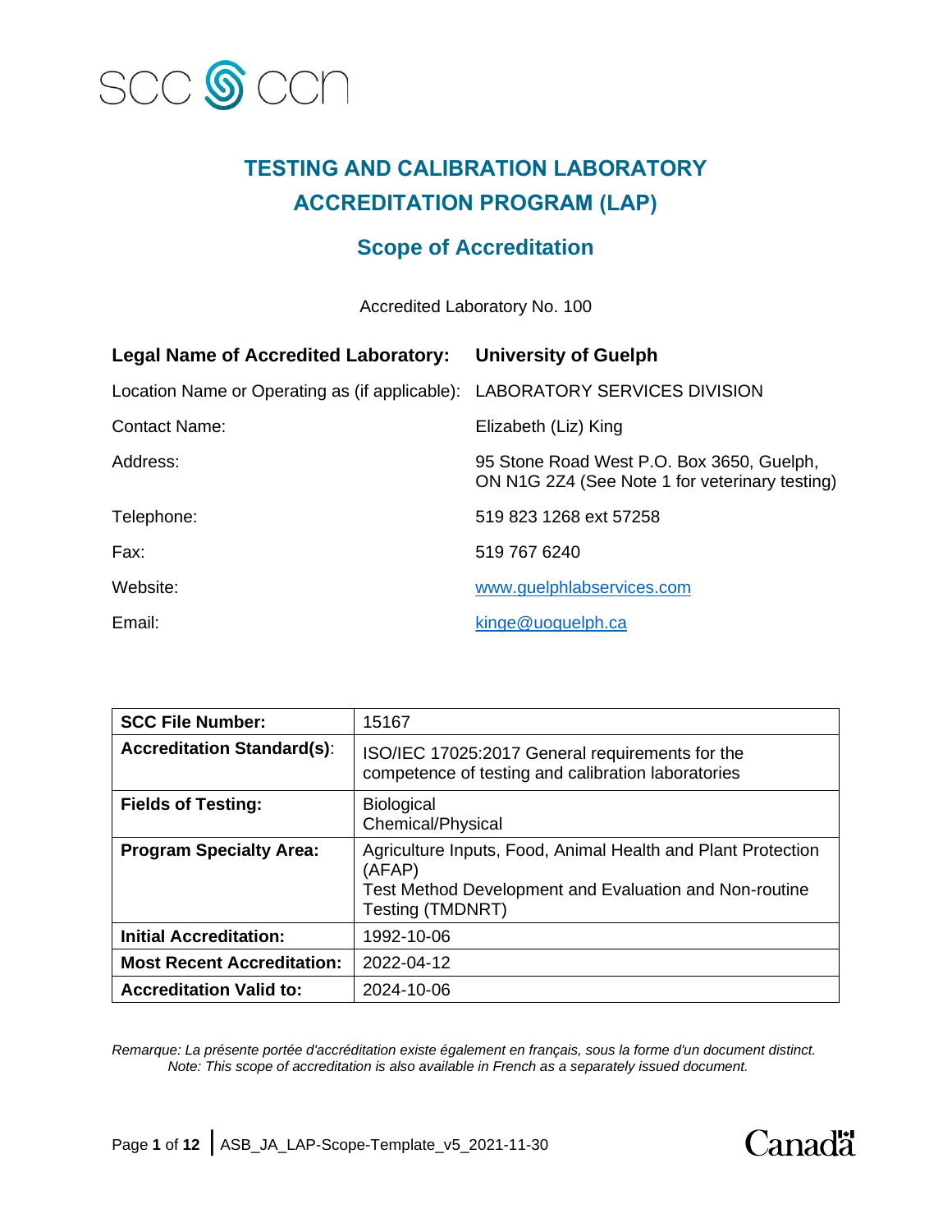# TESTING AND CALIBRATION LABORATORY ACCREDITATION PROGRAM (LAP)

## Scope of Accreditation

Accredited Laboratory No. 100

**Legal Name of Accredited Laboratory:** **University of Guelph**

Location Name or Operating as (if applicable): LABORATORY SERVICES DIVISION

Contact Name: Elizabeth (Liz) King

Address: 95 Stone Road West P.O. Box 3650, Guelph, ON N1G 2Z4 (See Note 1 for veterinary testing)

Telephone: 519 823 1268 ext 57258

Fax: 519 767 6240

Website: www.guelphlabservices.com

Email: kinge@uoguelph.ca

| | |
|---|---|
| **SCC File Number:** | 15167 |
| **Accreditation Standard(s)**: | ISO/IEC 17025:2017 General requirements for the competence of testing and calibration laboratories |
| **Fields of Testing:** | Biological<br>Chemical/Physical |
| **Program Specialty Area:** | Agriculture Inputs, Food, Animal Health and Plant Protection (AFAP)<br>Test Method Development and Evaluation and Non-routine Testing (TMDNRT) |
| **Initial Accreditation:** | 1992-10-06 |
| **Most Recent Accreditation:** | 2022-04-12 |
| **Accreditation Valid to:** | 2024-10-06 |

*Remarque: La présente portée d'accréditation existe également en français, sous la forme d'un document distinct.*
*Note: This scope of accreditation is also available in French as a separately issued document.*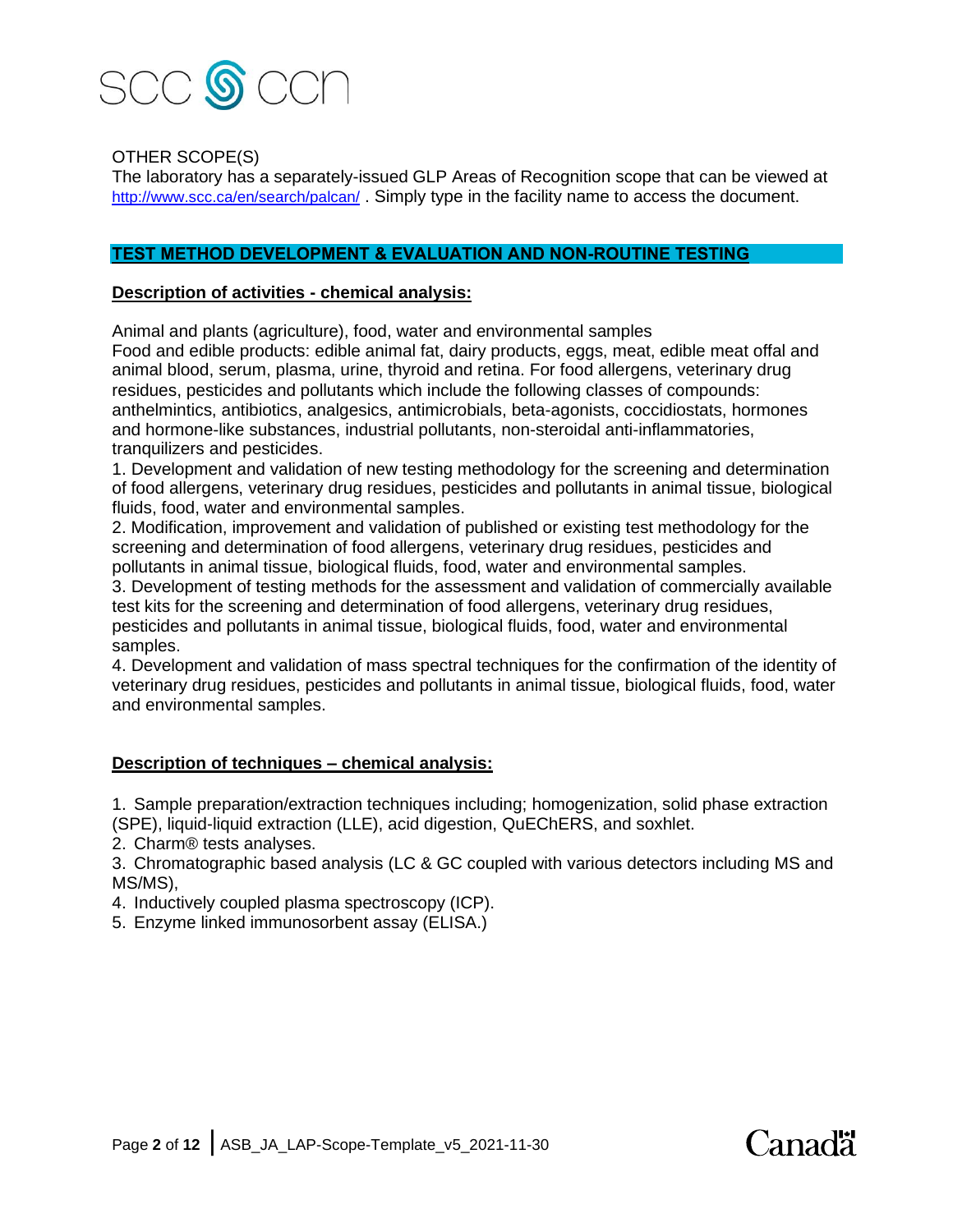OTHER SCOPE(S)

The laboratory has a separately-issued GLP Areas of Recognition scope that can be viewed at http://www.scc.ca/en/search/palcan/ . Simply type in the facility name to access the document.

## TEST METHOD DEVELOPMENT & EVALUATION AND NON-ROUTINE TESTING

**Description of activities - chemical analysis:**

Animal and plants (agriculture), food, water and environmental samples
Food and edible products: edible animal fat, dairy products, eggs, meat, edible meat offal and animal blood, serum, plasma, urine, thyroid and retina. For food allergens, veterinary drug residues, pesticides and pollutants which include the following classes of compounds: anthelmintics, antibiotics, analgesics, antimicrobials, beta-agonists, coccidiostats, hormones and hormone-like substances, industrial pollutants, non-steroidal anti-inflammatories, tranquilizers and pesticides.

1. Development and validation of new testing methodology for the screening and determination of food allergens, veterinary drug residues, pesticides and pollutants in animal tissue, biological fluids, food, water and environmental samples.
2. Modification, improvement and validation of published or existing test methodology for the screening and determination of food allergens, veterinary drug residues, pesticides and pollutants in animal tissue, biological fluids, food, water and environmental samples.
3. Development of testing methods for the assessment and validation of commercially available test kits for the screening and determination of food allergens, veterinary drug residues, pesticides and pollutants in animal tissue, biological fluids, food, water and environmental samples.
4. Development and validation of mass spectral techniques for the confirmation of the identity of veterinary drug residues, pesticides and pollutants in animal tissue, biological fluids, food, water and environmental samples.

**Description of techniques – chemical analysis:**

1. Sample preparation/extraction techniques including; homogenization, solid phase extraction (SPE), liquid-liquid extraction (LLE), acid digestion, QuEChERS, and soxhlet.
2. Charm® tests analyses.
3. Chromatographic based analysis (LC & GC coupled with various detectors including MS and MS/MS),
4. Inductively coupled plasma spectroscopy (ICP).
5. Enzyme linked immunosorbent assay (ELISA.)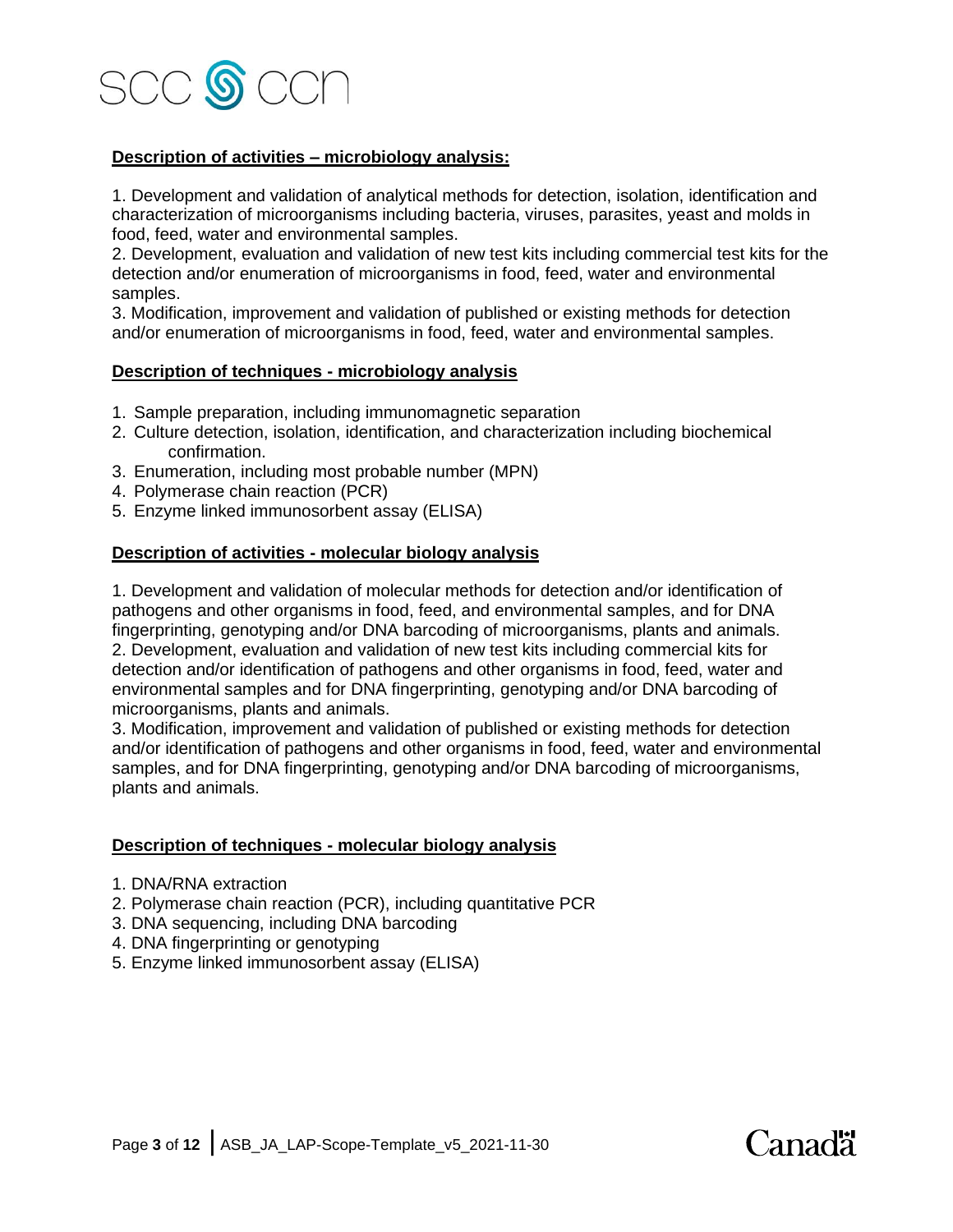**Description of activities – microbiology analysis:**

1. Development and validation of analytical methods for detection, isolation, identification and characterization of microorganisms including bacteria, viruses, parasites, yeast and molds in food, feed, water and environmental samples.
2. Development, evaluation and validation of new test kits including commercial test kits for the detection and/or enumeration of microorganisms in food, feed, water and environmental samples.
3. Modification, improvement and validation of published or existing methods for detection and/or enumeration of microorganisms in food, feed, water and environmental samples.

**Description of techniques - microbiology analysis**

1. Sample preparation, including immunomagnetic separation
2. Culture detection, isolation, identification, and characterization including biochemical confirmation.
3. Enumeration, including most probable number (MPN)
4. Polymerase chain reaction (PCR)
5. Enzyme linked immunosorbent assay (ELISA)

**Description of activities - molecular biology analysis**

1. Development and validation of molecular methods for detection and/or identification of pathogens and other organisms in food, feed, and environmental samples, and for DNA fingerprinting, genotyping and/or DNA barcoding of microorganisms, plants and animals.
2. Development, evaluation and validation of new test kits including commercial kits for detection and/or identification of pathogens and other organisms in food, feed, water and environmental samples and for DNA fingerprinting, genotyping and/or DNA barcoding of microorganisms, plants and animals.
3. Modification, improvement and validation of published or existing methods for detection and/or identification of pathogens and other organisms in food, feed, water and environmental samples, and for DNA fingerprinting, genotyping and/or DNA barcoding of microorganisms, plants and animals.

**Description of techniques - molecular biology analysis**

1. DNA/RNA extraction
2. Polymerase chain reaction (PCR), including quantitative PCR
3. DNA sequencing, including DNA barcoding
4. DNA fingerprinting or genotyping
5. Enzyme linked immunosorbent assay (ELISA)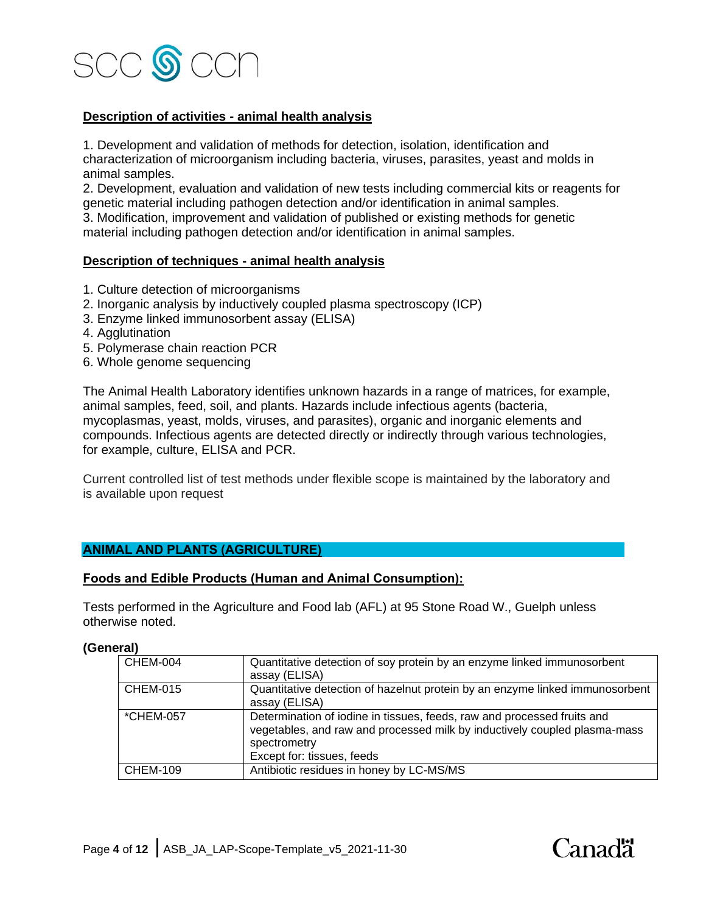**Description of activities - animal health analysis**

1. Development and validation of methods for detection, isolation, identification and characterization of microorganism including bacteria, viruses, parasites, yeast and molds in animal samples.
2. Development, evaluation and validation of new tests including commercial kits or reagents for genetic material including pathogen detection and/or identification in animal samples.
3. Modification, improvement and validation of published or existing methods for genetic material including pathogen detection and/or identification in animal samples.

**Description of techniques - animal health analysis**

1. Culture detection of microorganisms
2. Inorganic analysis by inductively coupled plasma spectroscopy (ICP)
3. Enzyme linked immunosorbent assay (ELISA)
4. Agglutination
5. Polymerase chain reaction PCR
6. Whole genome sequencing

The Animal Health Laboratory identifies unknown hazards in a range of matrices, for example, animal samples, feed, soil, and plants. Hazards include infectious agents (bacteria, mycoplasmas, yeast, molds, viruses, and parasites), organic and inorganic elements and compounds. Infectious agents are detected directly or indirectly through various technologies, for example, culture, ELISA and PCR.

Current controlled list of test methods under flexible scope is maintained by the laboratory and is available upon request

## ANIMAL AND PLANTS (AGRICULTURE)

**Foods and Edible Products (Human and Animal Consumption):**

Tests performed in the Agriculture and Food lab (AFL) at 95 Stone Road W., Guelph unless otherwise noted.

**(General)**

| | |
|---|---|
| CHEM-004 | Quantitative detection of soy protein by an enzyme linked immunosorbent assay (ELISA) |
| CHEM-015 | Quantitative detection of hazelnut protein by an enzyme linked immunosorbent assay (ELISA) |
| *CHEM-057 | Determination of iodine in tissues, feeds, raw and processed fruits and vegetables, and raw and processed milk by inductively coupled plasma-mass spectrometry<br>Except for: tissues, feeds |
| CHEM-109 | Antibiotic residues in honey by LC-MS/MS |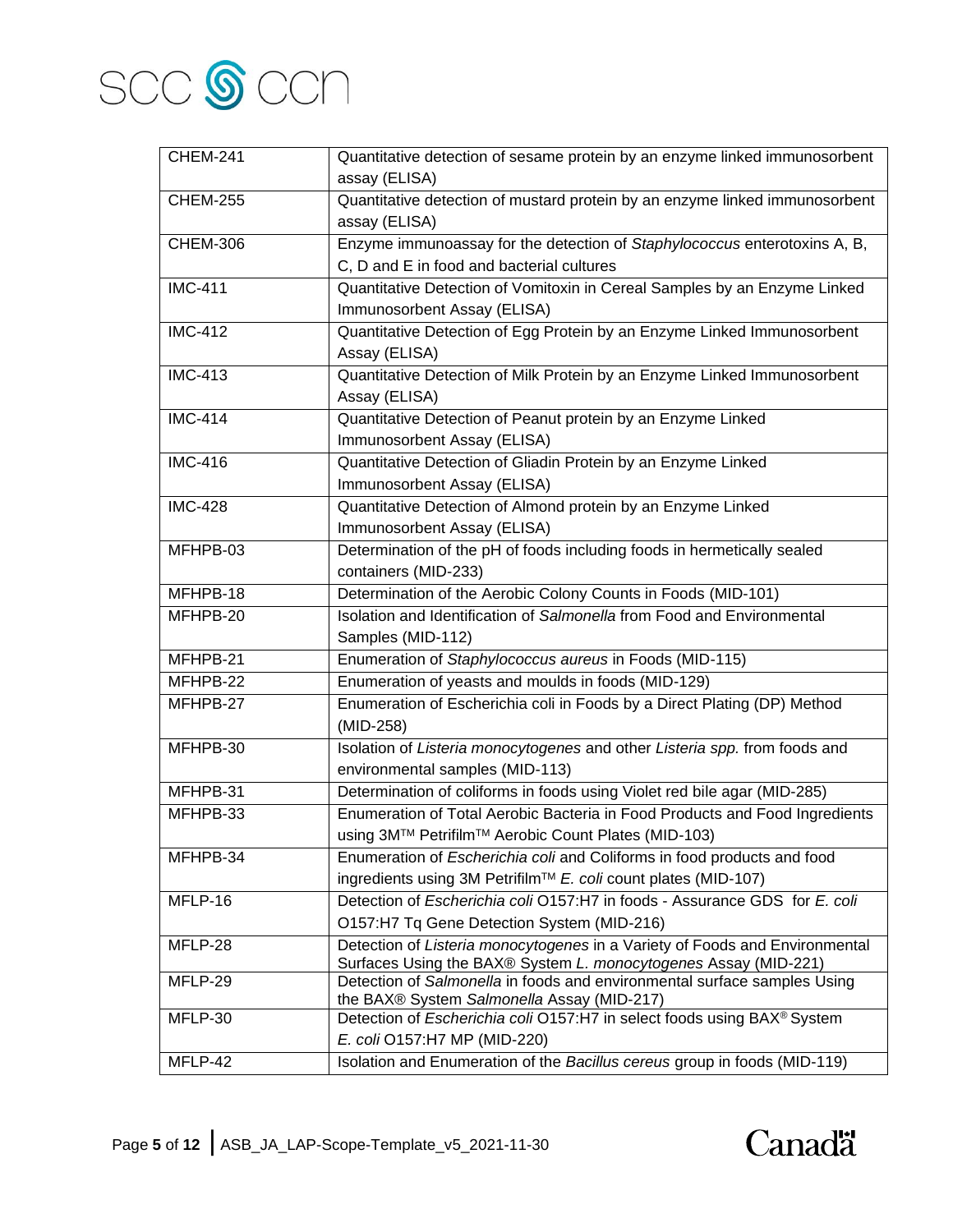| CHEM-241 | Quantitative detection of sesame protein by an enzyme linked immunosorbent assay (ELISA) |
|---|---|
| CHEM-255 | Quantitative detection of mustard protein by an enzyme linked immunosorbent assay (ELISA) |
| CHEM-306 | Enzyme immunoassay for the detection of *Staphylococcus* enterotoxins A, B, C, D and E in food and bacterial cultures |
| IMC-411 | Quantitative Detection of Vomitoxin in Cereal Samples by an Enzyme Linked Immunosorbent Assay (ELISA) |
| IMC-412 | Quantitative Detection of Egg Protein by an Enzyme Linked Immunosorbent Assay (ELISA) |
| IMC-413 | Quantitative Detection of Milk Protein by an Enzyme Linked Immunosorbent Assay (ELISA) |
| IMC-414 | Quantitative Detection of Peanut protein by an Enzyme Linked Immunosorbent Assay (ELISA) |
| IMC-416 | Quantitative Detection of Gliadin Protein by an Enzyme Linked Immunosorbent Assay (ELISA) |
| IMC-428 | Quantitative Detection of Almond protein by an Enzyme Linked Immunosorbent Assay (ELISA) |
| MFHPB-03 | Determination of the pH of foods including foods in hermetically sealed containers (MID-233) |
| MFHPB-18 | Determination of the Aerobic Colony Counts in Foods (MID-101) |
| MFHPB-20 | Isolation and Identification of *Salmonella* from Food and Environmental Samples (MID-112) |
| MFHPB-21 | Enumeration of *Staphylococcus aureus* in Foods (MID-115) |
| MFHPB-22 | Enumeration of yeasts and moulds in foods (MID-129) |
| MFHPB-27 | Enumeration of Escherichia coli in Foods by a Direct Plating (DP) Method (MID-258) |
| MFHPB-30 | Isolation of *Listeria monocytogenes* and other *Listeria spp.* from foods and environmental samples (MID-113) |
| MFHPB-31 | Determination of coliforms in foods using Violet red bile agar (MID-285) |
| MFHPB-33 | Enumeration of Total Aerobic Bacteria in Food Products and Food Ingredients using 3M™ Petrifilm™ Aerobic Count Plates (MID-103) |
| MFHPB-34 | Enumeration of *Escherichia coli* and Coliforms in food products and food ingredients using 3M Petrifilm™ *E. coli* count plates (MID-107) |
| MFLP-16 | Detection of *Escherichia coli* O157:H7 in foods - Assurance GDS for *E. coli* O157:H7 Tq Gene Detection System (MID-216) |
| MFLP-28 | Detection of *Listeria monocytogenes* in a Variety of Foods and Environmental Surfaces Using the BAX® System *L. monocytogenes* Assay (MID-221) |
| MFLP-29 | Detection of *Salmonella* in foods and environmental surface samples Using the BAX® System *Salmonella* Assay (MID-217) |
| MFLP-30 | Detection of *Escherichia coli* O157:H7 in select foods using BAX® System *E. coli* O157:H7 MP (MID-220) |
| MFLP-42 | Isolation and Enumeration of the *Bacillus cereus* group in foods (MID-119) |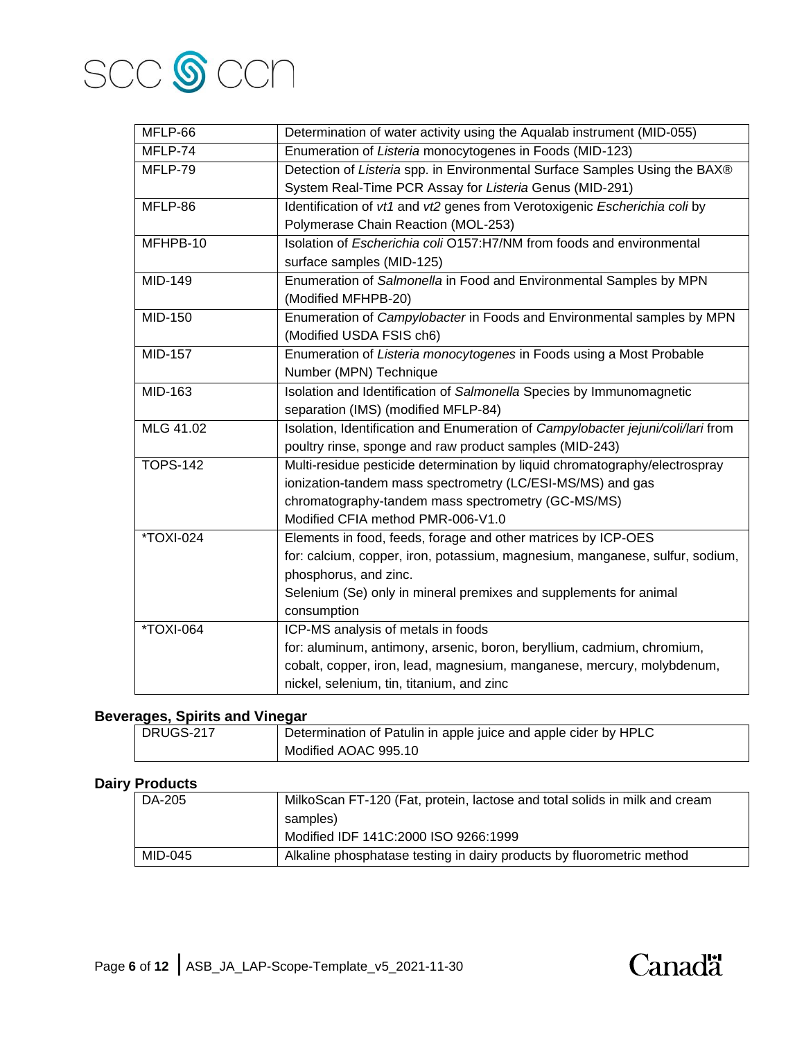| | |
|---|---|
| MFLP-66 | Determination of water activity using the Aqualab instrument (MID-055) |
| MFLP-74 | Enumeration of *Listeria* monocytogenes in Foods (MID-123) |
| MFLP-79 | Detection of *Listeria* spp. in Environmental Surface Samples Using the BAX® System Real-Time PCR Assay for *Listeria* Genus (MID-291) |
| MFLP-86 | Identification of *vt1* and *vt2* genes from Verotoxigenic *Escherichia coli* by Polymerase Chain Reaction (MOL-253) |
| MFHPB-10 | Isolation of *Escherichia coli* O157:H7/NM from foods and environmental surface samples (MID-125) |
| MID-149 | Enumeration of *Salmonella* in Food and Environmental Samples by MPN (Modified MFHPB-20) |
| MID-150 | Enumeration of *Campylobacter* in Foods and Environmental samples by MPN (Modified USDA FSIS ch6) |
| MID-157 | Enumeration of *Listeria monocytogenes* in Foods using a Most Probable Number (MPN) Technique |
| MID-163 | Isolation and Identification of *Salmonella* Species by Immunomagnetic separation (IMS) (modified MFLP-84) |
| MLG 41.02 | Isolation, Identification and Enumeration of *Campylobacter jejuni/coli/lari* from poultry rinse, sponge and raw product samples (MID-243) |
| TOPS-142 | Multi-residue pesticide determination by liquid chromatography/electrospray ionization-tandem mass spectrometry (LC/ESI-MS/MS) and gas chromatography-tandem mass spectrometry (GC-MS/MS)<br>Modified CFIA method PMR-006-V1.0 |
| *TOXI-024 | Elements in food, feeds, forage and other matrices by ICP-OES<br>for: calcium, copper, iron, potassium, magnesium, manganese, sulfur, sodium, phosphorus, and zinc.<br>Selenium (Se) only in mineral premixes and supplements for animal consumption |
| *TOXI-064 | ICP-MS analysis of metals in foods<br>for: aluminum, antimony, arsenic, boron, beryllium, cadmium, chromium, cobalt, copper, iron, lead, magnesium, manganese, mercury, molybdenum, nickel, selenium, tin, titanium, and zinc |

### Beverages, Spirits and Vinegar

| | |
|---|---|
| DRUGS-217 | Determination of Patulin in apple juice and apple cider by HPLC<br>Modified AOAC 995.10 |

### Dairy Products

| | |
|---|---|
| DA-205 | MilkoScan FT-120 (Fat, protein, lactose and total solids in milk and cream samples)<br>Modified IDF 141C:2000 ISO 9266:1999 |
| MID-045 | Alkaline phosphatase testing in dairy products by fluorometric method |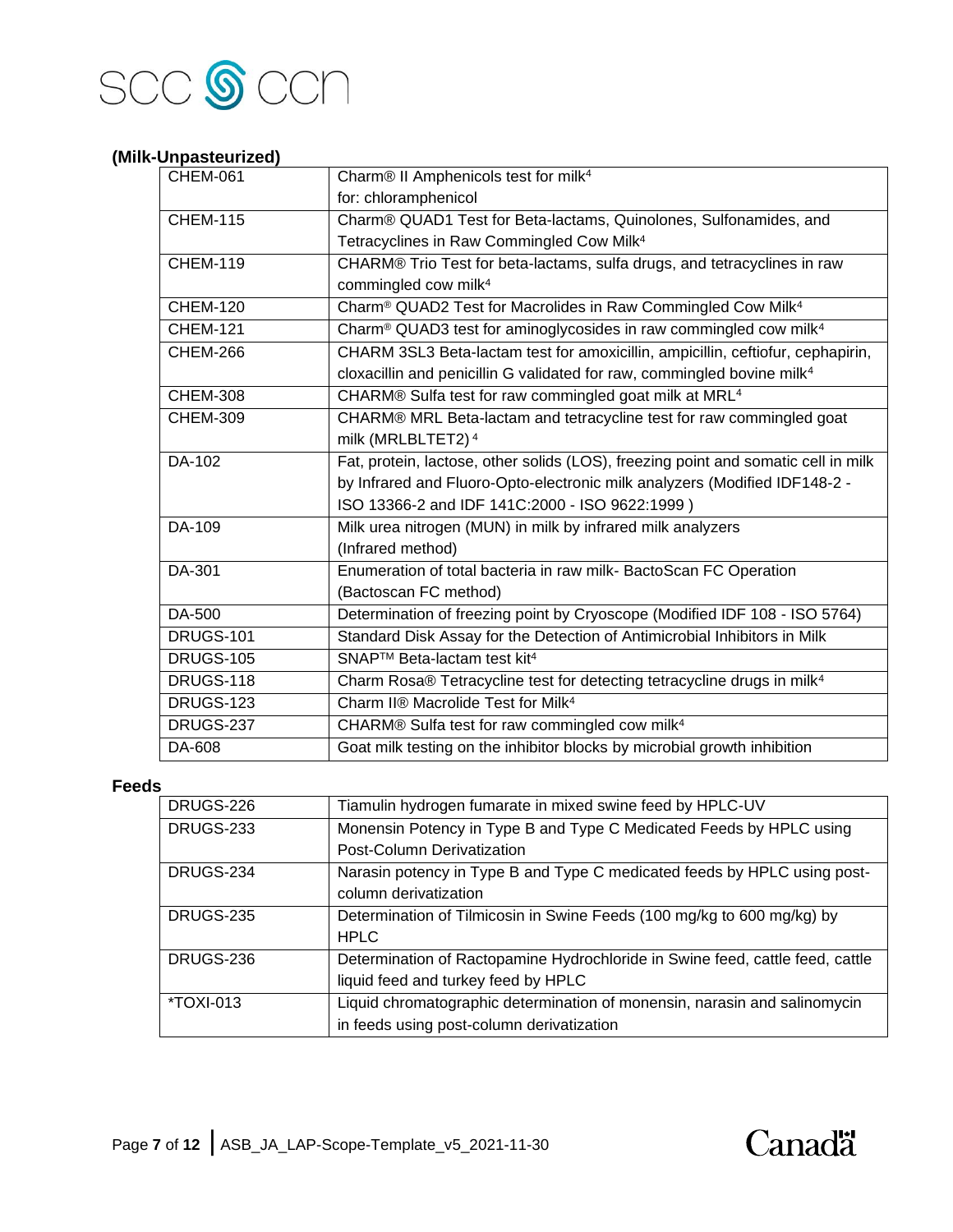**(Milk-Unpasteurized)**

| | |
|---|---|
| CHEM-061 | Charm® II Amphenicols test for milk[4] for: chloramphenicol |
| CHEM-115 | Charm® QUAD1 Test for Beta-lactams, Quinolones, Sulfonamides, and Tetracyclines in Raw Commingled Cow Milk[4] |
| CHEM-119 | CHARM® Trio Test for beta-lactams, sulfa drugs, and tetracyclines in raw commingled cow milk[4] |
| CHEM-120 | Charm® QUAD2 Test for Macrolides in Raw Commingled Cow Milk[4] |
| CHEM-121 | Charm® QUAD3 test for aminoglycosides in raw commingled cow milk[4] |
| CHEM-266 | CHARM 3SL3 Beta-lactam test for amoxicillin, ampicillin, ceftiofur, cephapirin, cloxacillin and penicillin G validated for raw, commingled bovine milk[4] |
| CHEM-308 | CHARM® Sulfa test for raw commingled goat milk at MRL[4] |
| CHEM-309 | CHARM® MRL Beta-lactam and tetracycline test for raw commingled goat milk (MRLBLTET2)[4] |
| DA-102 | Fat, protein, lactose, other solids (LOS), freezing point and somatic cell in milk by Infrared and Fluoro-Opto-electronic milk analyzers (Modified IDF148-2 - ISO 13366-2 and IDF 141C:2000 - ISO 9622:1999 ) |
| DA-109 | Milk urea nitrogen (MUN) in milk by infrared milk analyzers (Infrared method) |
| DA-301 | Enumeration of total bacteria in raw milk- BactoScan FC Operation (Bactoscan FC method) |
| DA-500 | Determination of freezing point by Cryoscope (Modified IDF 108 - ISO 5764) |
| DRUGS-101 | Standard Disk Assay for the Detection of Antimicrobial Inhibitors in Milk |
| DRUGS-105 | SNAP™ Beta-lactam test kit[4] |
| DRUGS-118 | Charm Rosa® Tetracycline test for detecting tetracycline drugs in milk[4] |
| DRUGS-123 | Charm II® Macrolide Test for Milk[4] |
| DRUGS-237 | CHARM® Sulfa test for raw commingled cow milk[4] |
| DA-608 | Goat milk testing on the inhibitor blocks by microbial growth inhibition |

**Feeds**

| | |
|---|---|
| DRUGS-226 | Tiamulin hydrogen fumarate in mixed swine feed by HPLC-UV |
| DRUGS-233 | Monensin Potency in Type B and Type C Medicated Feeds by HPLC using Post-Column Derivatization |
| DRUGS-234 | Narasin potency in Type B and Type C medicated feeds by HPLC using post-column derivatization |
| DRUGS-235 | Determination of Tilmicosin in Swine Feeds (100 mg/kg to 600 mg/kg) by HPLC |
| DRUGS-236 | Determination of Ractopamine Hydrochloride in Swine feed, cattle feed, cattle liquid feed and turkey feed by HPLC |
| *TOXI-013 | Liquid chromatographic determination of monensin, narasin and salinomycin in feeds using post-column derivatization |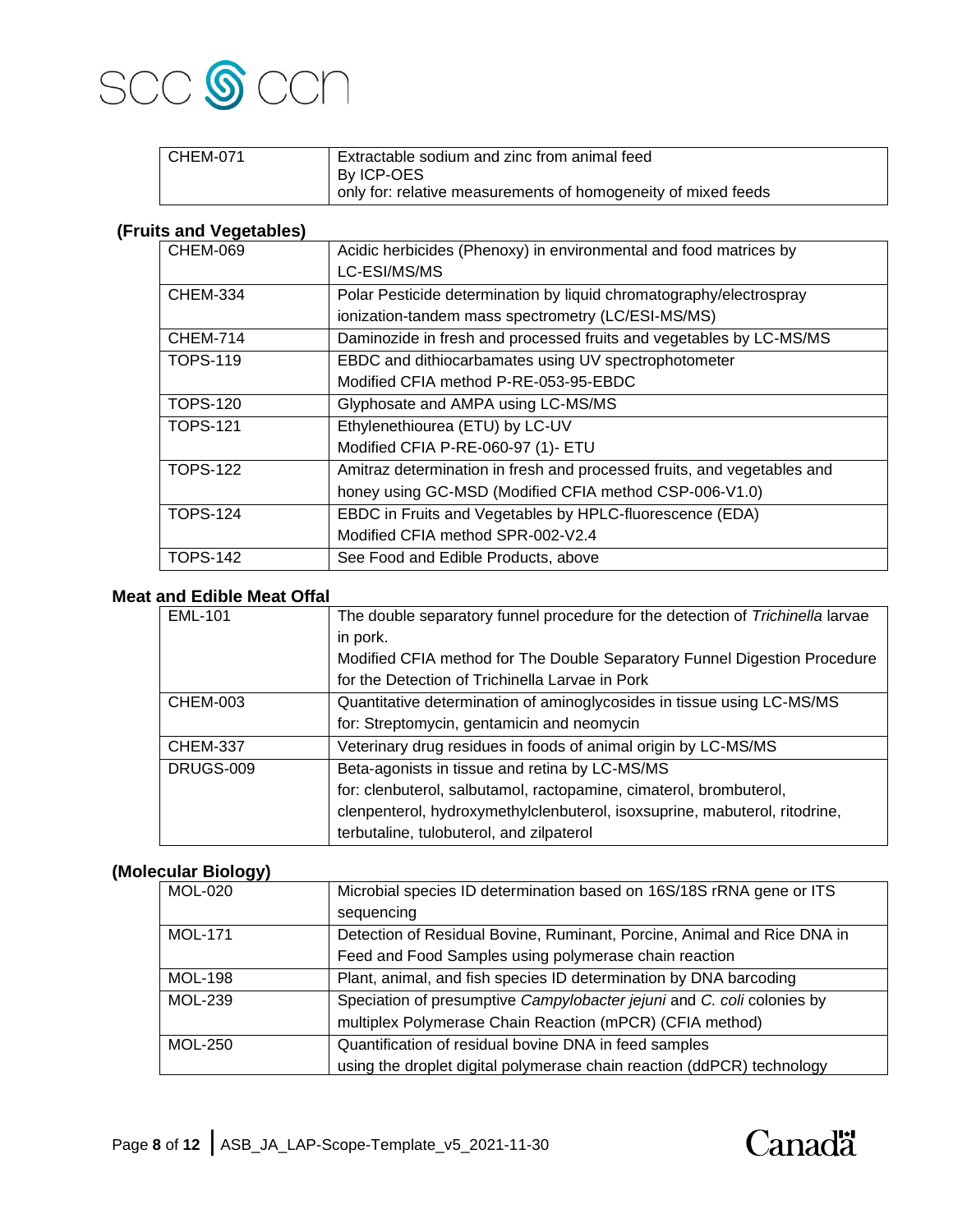| CHEM-071 | Extractable sodium and zinc from animal feed<br>By ICP-OES<br>only for: relative measurements of homogeneity of mixed feeds |
|---|---|

### (Fruits and Vegetables)

| CHEM-069 | Acidic herbicides (Phenoxy) in environmental and food matrices by LC-ESI/MS/MS |
|---|---|
| CHEM-334 | Polar Pesticide determination by liquid chromatography/electrospray ionization-tandem mass spectrometry (LC/ESI-MS/MS) |
| CHEM-714 | Daminozide in fresh and processed fruits and vegetables by LC-MS/MS |
| TOPS-119 | EBDC and dithiocarbamates using UV spectrophotometer<br>Modified CFIA method P-RE-053-95-EBDC |
| TOPS-120 | Glyphosate and AMPA using LC-MS/MS |
| TOPS-121 | Ethylenethiourea (ETU) by LC-UV<br>Modified CFIA P-RE-060-97 (1)- ETU |
| TOPS-122 | Amitraz determination in fresh and processed fruits, and vegetables and honey using GC-MSD (Modified CFIA method CSP-006-V1.0) |
| TOPS-124 | EBDC in Fruits and Vegetables by HPLC-fluorescence (EDA)<br>Modified CFIA method SPR-002-V2.4 |
| TOPS-142 | See Food and Edible Products, above |

### Meat and Edible Meat Offal

| EML-101 | The double separatory funnel procedure for the detection of *Trichinella* larvae in pork.<br>Modified CFIA method for The Double Separatory Funnel Digestion Procedure for the Detection of Trichinella Larvae in Pork |
|---|---|
| CHEM-003 | Quantitative determination of aminoglycosides in tissue using LC-MS/MS<br>for: Streptomycin, gentamicin and neomycin |
| CHEM-337 | Veterinary drug residues in foods of animal origin by LC-MS/MS |
| DRUGS-009 | Beta-agonists in tissue and retina by LC-MS/MS<br>for: clenbuterol, salbutamol, ractopamine, cimaterol, brombuterol, clenpenterol, hydroxymethylclenbuterol, isoxsuprine, mabuterol, ritodrine, terbutaline, tulobuterol, and zilpaterol |

### (Molecular Biology)

| MOL-020 | Microbial species ID determination based on 16S/18S rRNA gene or ITS sequencing |
|---|---|
| MOL-171 | Detection of Residual Bovine, Ruminant, Porcine, Animal and Rice DNA in Feed and Food Samples using polymerase chain reaction |
| MOL-198 | Plant, animal, and fish species ID determination by DNA barcoding |
| MOL-239 | Speciation of presumptive *Campylobacter jejuni* and *C. coli* colonies by multiplex Polymerase Chain Reaction (mPCR) (CFIA method) |
| MOL-250 | Quantification of residual bovine DNA in feed samples<br>using the droplet digital polymerase chain reaction (ddPCR) technology |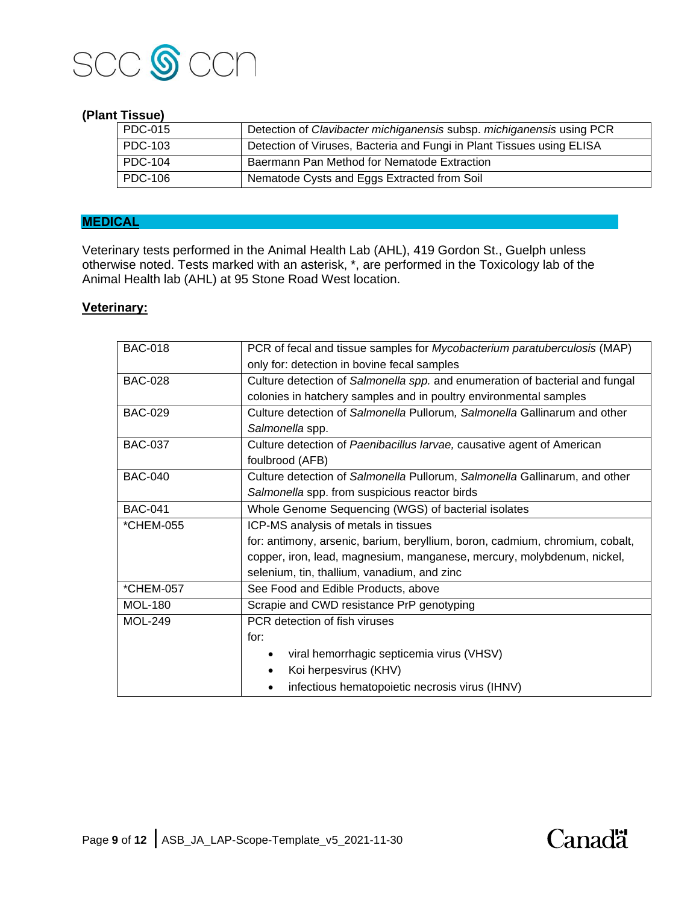**(Plant Tissue)**

| | |
|---|---|
| PDC-015 | Detection of *Clavibacter michiganensis* subsp. *michiganensis* using PCR |
| PDC-103 | Detection of Viruses, Bacteria and Fungi in Plant Tissues using ELISA |
| PDC-104 | Baermann Pan Method for Nematode Extraction |
| PDC-106 | Nematode Cysts and Eggs Extracted from Soil |

## MEDICAL

Veterinary tests performed in the Animal Health Lab (AHL), 419 Gordon St., Guelph unless otherwise noted. Tests marked with an asterisk, *, are performed in the Toxicology lab of the Animal Health lab (AHL) at 95 Stone Road West location.

### Veterinary:

| | |
|---|---|
| BAC-018 | PCR of fecal and tissue samples for *Mycobacterium paratuberculosis* (MAP) only for: detection in bovine fecal samples |
| BAC-028 | Culture detection of *Salmonella spp.* and enumeration of bacterial and fungal colonies in hatchery samples and in poultry environmental samples |
| BAC-029 | Culture detection of *Salmonella* Pullorum, *Salmonella* Gallinarum and other *Salmonella* spp. |
| BAC-037 | Culture detection of *Paenibacillus larvae,* causative agent of American foulbrood (AFB) |
| BAC-040 | Culture detection of *Salmonella* Pullorum, *Salmonella* Gallinarum, and other *Salmonella* spp. from suspicious reactor birds |
| BAC-041 | Whole Genome Sequencing (WGS) of bacterial isolates |
| *CHEM-055 | ICP-MS analysis of metals in tissues<br>for: antimony, arsenic, barium, beryllium, boron, cadmium, chromium, cobalt, copper, iron, lead, magnesium, manganese, mercury, molybdenum, nickel, selenium, tin, thallium, vanadium, and zinc |
| *CHEM-057 | See Food and Edible Products, above |
| MOL-180 | Scrapie and CWD resistance PrP genotyping |
| MOL-249 | PCR detection of fish viruses<br>for:<br>• viral hemorrhagic septicemia virus (VHSV)<br>• Koi herpesvirus (KHV)<br>• infectious hematopoietic necrosis virus (IHNV) |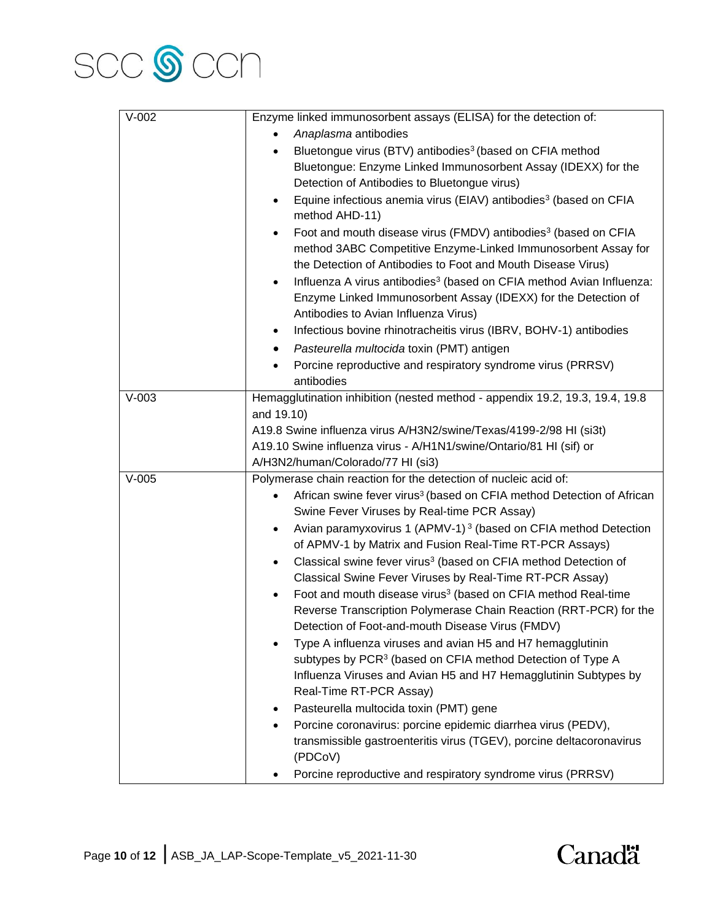| | |
|---|---|
| V-002 | Enzyme linked immunosorbent assays (ELISA) for the detection of:<br>• *Anaplasma* antibodies<br>• Bluetongue virus (BTV) antibodies[3] (based on CFIA method Bluetongue: Enzyme Linked Immunosorbent Assay (IDEXX) for the Detection of Antibodies to Bluetongue virus)<br>• Equine infectious anemia virus (EIAV) antibodies[3] (based on CFIA method AHD-11)<br>• Foot and mouth disease virus (FMDV) antibodies[3] (based on CFIA method 3ABC Competitive Enzyme-Linked Immunosorbent Assay for the Detection of Antibodies to Foot and Mouth Disease Virus)<br>• Influenza A virus antibodies[3] (based on CFIA method Avian Influenza: Enzyme Linked Immunosorbent Assay (IDEXX) for the Detection of Antibodies to Avian Influenza Virus)<br>• Infectious bovine rhinotracheitis virus (IBRV, BOHV-1) antibodies<br>• *Pasteurella multocida* toxin (PMT) antigen<br>• Porcine reproductive and respiratory syndrome virus (PRRSV) antibodies |
| V-003 | Hemagglutination inhibition (nested method - appendix 19.2, 19.3, 19.4, 19.8 and 19.10)<br>A19.8 Swine influenza virus A/H3N2/swine/Texas/4199-2/98 HI (si3t)<br>A19.10 Swine influenza virus - A/H1N1/swine/Ontario/81 HI (sif) or A/H3N2/human/Colorado/77 HI (si3) |
| V-005 | Polymerase chain reaction for the detection of nucleic acid of:<br>• African swine fever virus[3] (based on CFIA method Detection of African Swine Fever Viruses by Real-time PCR Assay)<br>• Avian paramyxovirus 1 (APMV-1) [3] (based on CFIA method Detection of APMV-1 by Matrix and Fusion Real-Time RT-PCR Assays)<br>• Classical swine fever virus[3] (based on CFIA method Detection of Classical Swine Fever Viruses by Real-Time RT-PCR Assay)<br>• Foot and mouth disease virus[3] (based on CFIA method Real-time Reverse Transcription Polymerase Chain Reaction (RRT-PCR) for the Detection of Foot-and-mouth Disease Virus (FMDV)<br>• Type A influenza viruses and avian H5 and H7 hemagglutinin subtypes by PCR[3] (based on CFIA method Detection of Type A Influenza Viruses and Avian H5 and H7 Hemagglutinin Subtypes by Real-Time RT-PCR Assay)<br>• Pasteurella multocida toxin (PMT) gene<br>• Porcine coronavirus: porcine epidemic diarrhea virus (PEDV), transmissible gastroenteritis virus (TGEV), porcine deltacoronavirus (PDCoV)<br>• Porcine reproductive and respiratory syndrome virus (PRRSV) |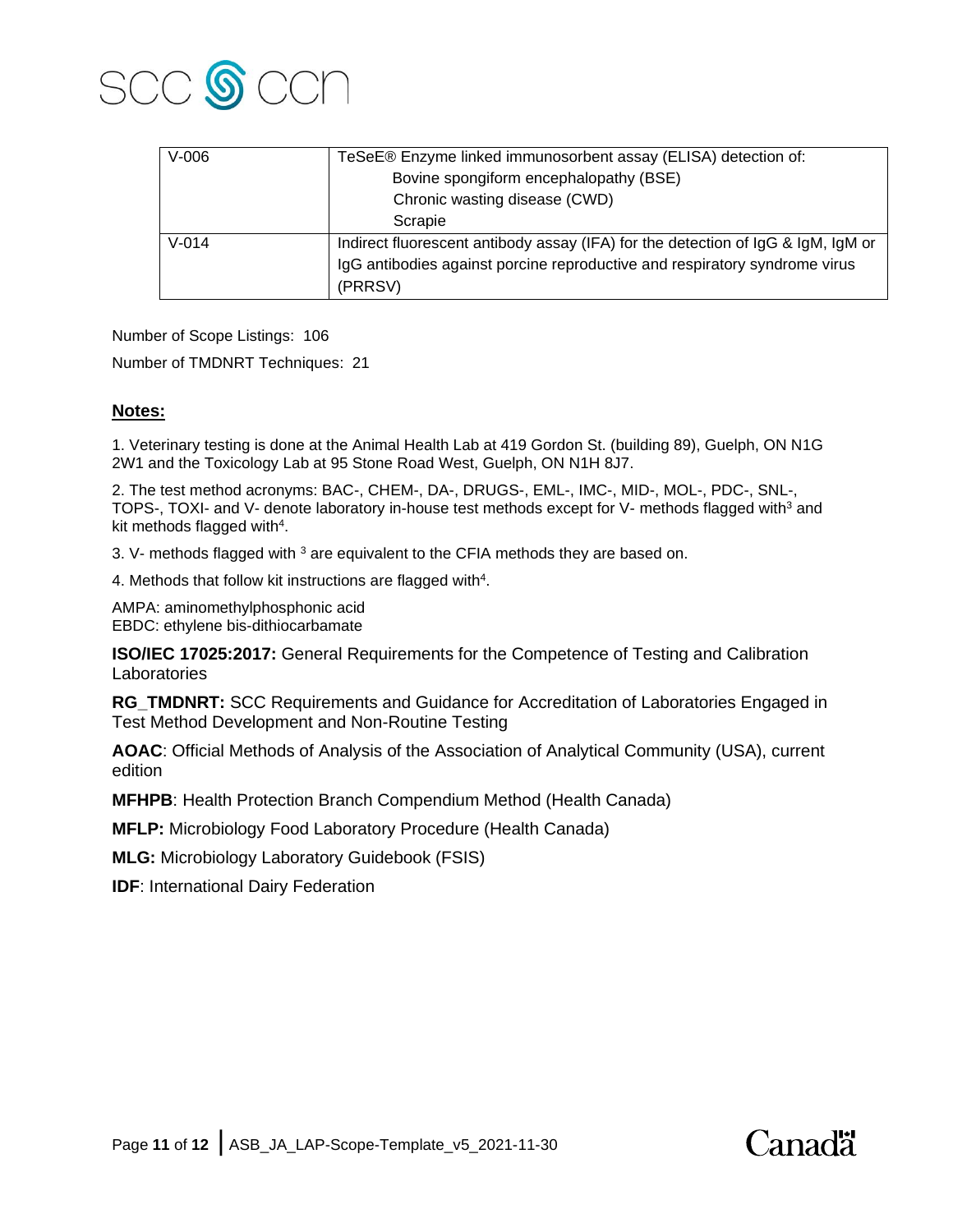| V-006 | TeSeE® Enzyme linked immunosorbent assay (ELISA) detection of:<br>Bovine spongiform encephalopathy (BSE)<br>Chronic wasting disease (CWD)<br>Scrapie |
|---|---|
| V-014 | Indirect fluorescent antibody assay (IFA) for the detection of IgG & IgM, IgM or IgG antibodies against porcine reproductive and respiratory syndrome virus (PRRSV) |

Number of Scope Listings: 106

Number of TMDNRT Techniques: 21

**Notes:**

1. Veterinary testing is done at the Animal Health Lab at 419 Gordon St. (building 89), Guelph, ON N1G 2W1 and the Toxicology Lab at 95 Stone Road West, Guelph, ON N1H 8J7.

2. The test method acronyms: BAC-, CHEM-, DA-, DRUGS-, EML-, IMC-, MID-, MOL-, PDC-, SNL-, TOPS-, TOXI- and V- denote laboratory in-house test methods except for V- methods flagged with[3] and kit methods flagged with[4].

3. V- methods flagged with [3] are equivalent to the CFIA methods they are based on.

4. Methods that follow kit instructions are flagged with[4].

AMPA: aminomethylphosphonic acid
EBDC: ethylene bis-dithiocarbamate

**ISO/IEC 17025:2017:** General Requirements for the Competence of Testing and Calibration Laboratories

**RG_TMDNRT:** SCC Requirements and Guidance for Accreditation of Laboratories Engaged in Test Method Development and Non-Routine Testing

**AOAC**: Official Methods of Analysis of the Association of Analytical Community (USA), current edition

**MFHPB**: Health Protection Branch Compendium Method (Health Canada)

**MFLP:** Microbiology Food Laboratory Procedure (Health Canada)

**MLG:** Microbiology Laboratory Guidebook (FSIS)

**IDF**: International Dairy Federation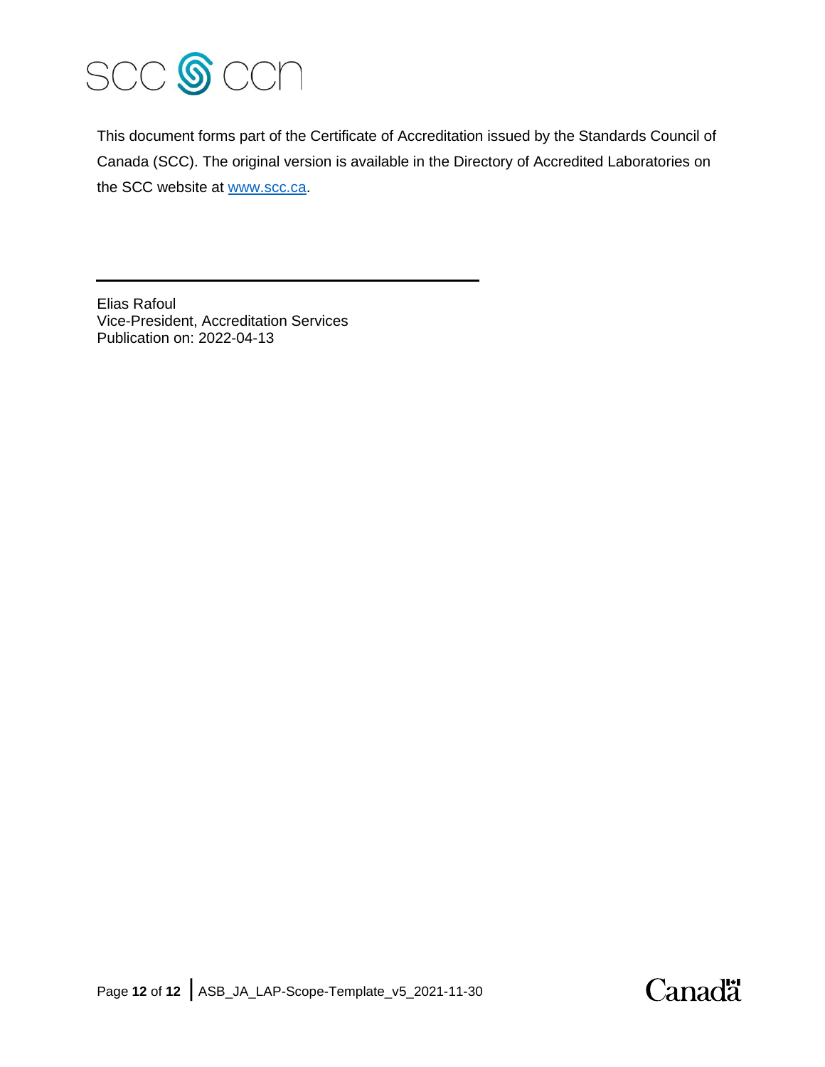This document forms part of the Certificate of Accreditation issued by the Standards Council of Canada (SCC). The original version is available in the Directory of Accredited Laboratories on the SCC website at www.scc.ca.

---

Elias Rafoul
Vice-President, Accreditation Services
Publication on: 2022-04-13